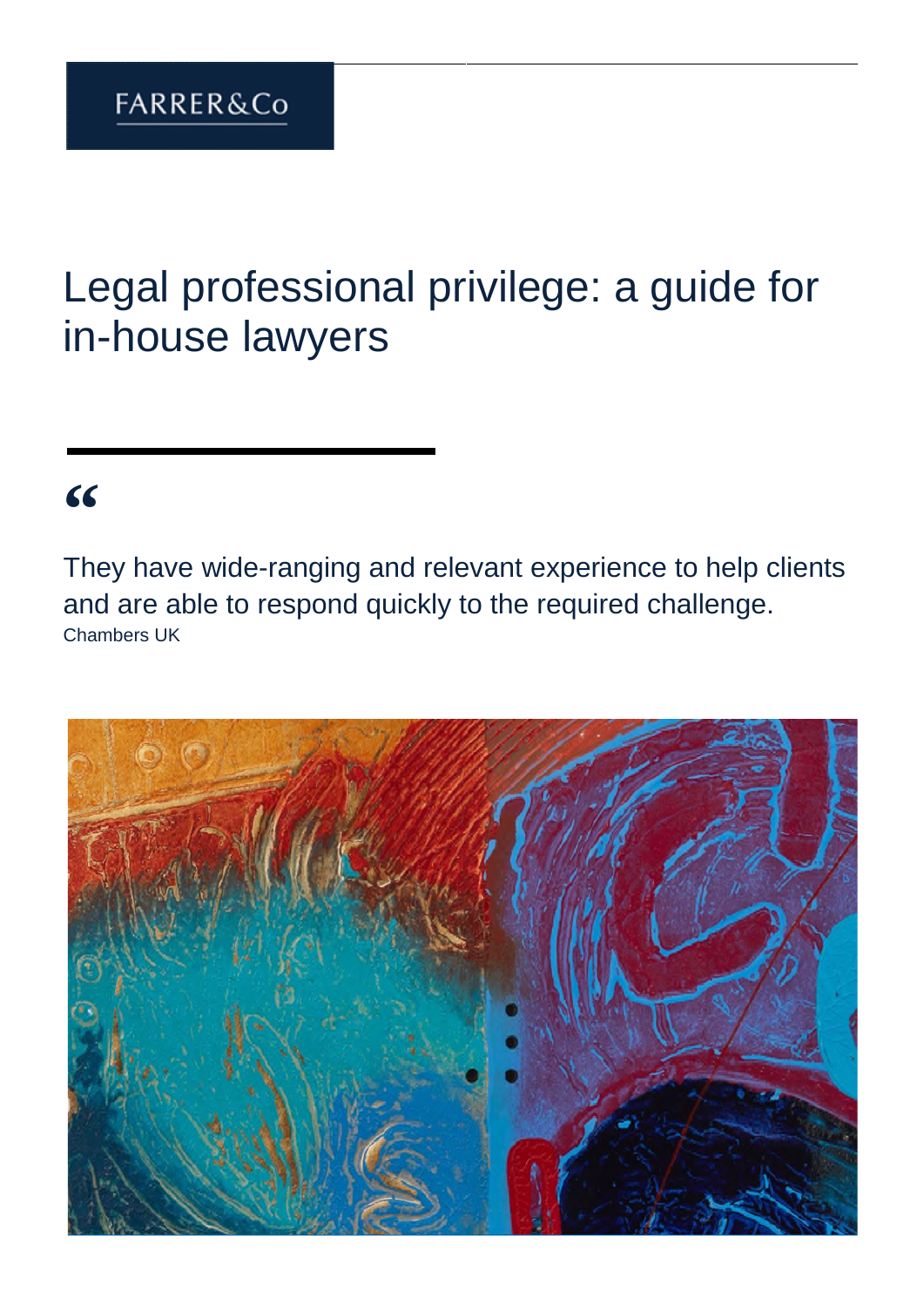FARRER&Co

# Legal professional privilege: a guide for in-house lawyers

"

They have wide-ranging and relevant experience to help clients and are able to respond quickly to the required challenge.
Chambers UK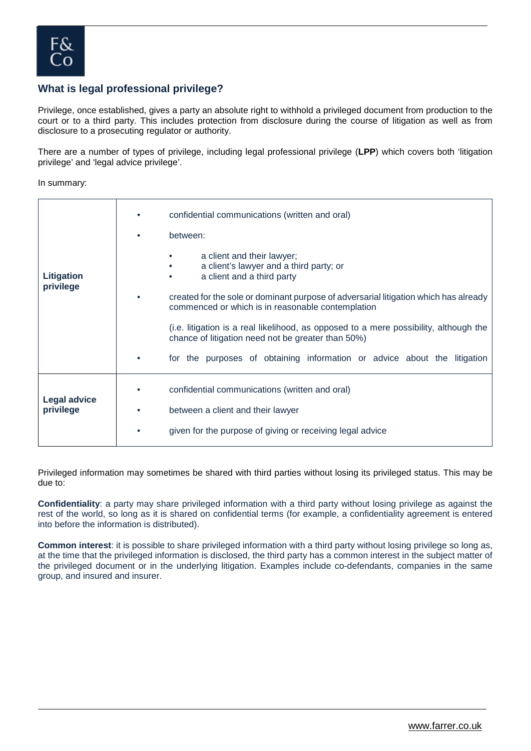## What is legal professional privilege?

Privilege, once established, gives a party an absolute right to withhold a privileged document from production to the court or to a third party. This includes protection from disclosure during the course of litigation as well as from disclosure to a prosecuting regulator or authority.

There are a number of types of privilege, including legal professional privilege (**LPP**) which covers both 'litigation privilege' and 'legal advice privilege'.

In summary:

| | |
|---|---|
| **Litigation privilege** | • confidential communications (written and oral)<br>• between:<br>  • a client and their lawyer;<br>  • a client's lawyer and a third party; or<br>  • a client and a third party<br>• created for the sole or dominant purpose of adversarial litigation which has already commenced or which is in reasonable contemplation<br>(i.e. litigation is a real likelihood, as opposed to a mere possibility, although the chance of litigation need not be greater than 50%)<br>• for the purposes of obtaining information or advice about the litigation |
| **Legal advice privilege** | • confidential communications (written and oral)<br>• between a client and their lawyer<br>• given for the purpose of giving or receiving legal advice |

Privileged information may sometimes be shared with third parties without losing its privileged status. This may be due to:

**Confidentiality**: a party may share privileged information with a third party without losing privilege as against the rest of the world, so long as it is shared on confidential terms (for example, a confidentiality agreement is entered into before the information is distributed).

**Common interest**: it is possible to share privileged information with a third party without losing privilege so long as, at the time that the privileged information is disclosed, the third party has a common interest in the subject matter of the privileged document or in the underlying litigation. Examples include co-defendants, companies in the same group, and insured and insurer.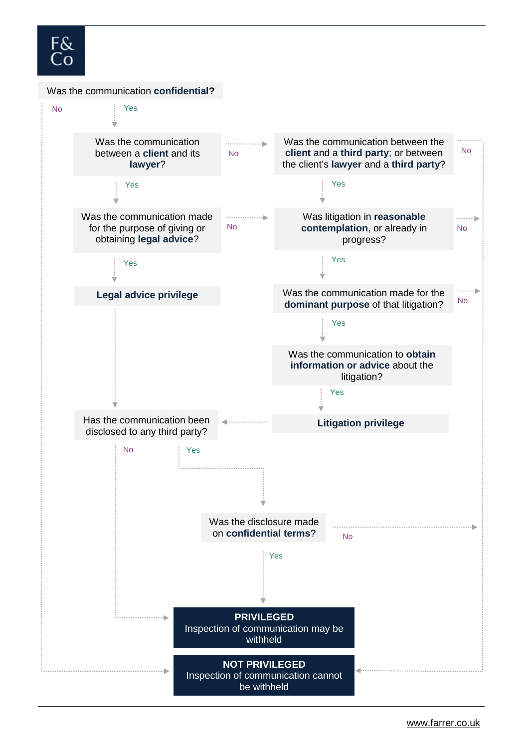Was the communication **confidential?**

- **No** → NOT PRIVILEGED
- **Yes** → Was the communication between a **client** and its **lawyer**?
  - **Yes** → Was the communication made for the purpose of giving or obtaining **legal advice**?
    - **Yes** → **Legal advice privilege** → Has the communication been disclosed to any third party?
    - **No** → Was litigation in **reasonable contemplation**, or already in progress?
  - **No** → Was the communication between the **client** and a **third party**; or between the client's **lawyer** and a **third party**?
    - **No** → NOT PRIVILEGED
    - **Yes** → Was litigation in **reasonable contemplation**, or already in progress?
      - **No** → NOT PRIVILEGED
      - **Yes** → Was the communication made for the **dominant purpose** of that litigation?
        - **No** → NOT PRIVILEGED
        - **Yes** → Was the communication to **obtain information or advice** about the litigation?
          - **Yes** → **Litigation privilege** → Has the communication been disclosed to any third party?

Has the communication been disclosed to any third party?

- **No** → PRIVILEGED
- **Yes** → Was the disclosure made on **confidential terms**?
  - **Yes** → PRIVILEGED
  - **No** → NOT PRIVILEGED

**PRIVILEGED**
Inspection of communication may be withheld

**NOT PRIVILEGED**
Inspection of communication cannot be withheld

www.farrer.co.uk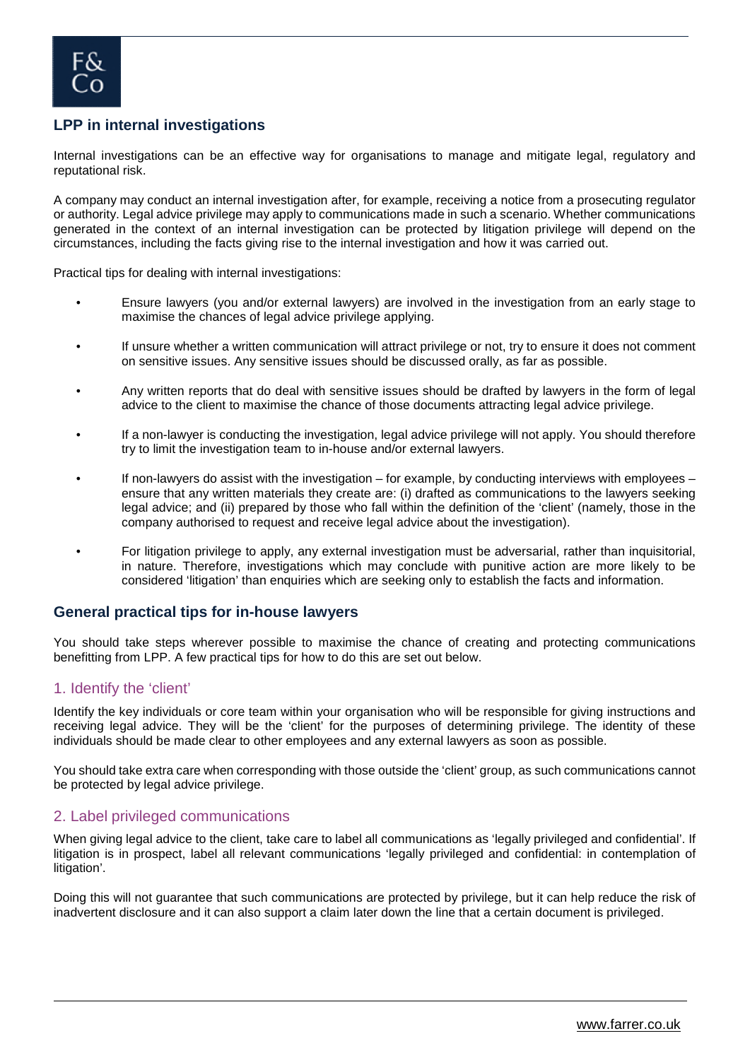## LPP in internal investigations

Internal investigations can be an effective way for organisations to manage and mitigate legal, regulatory and reputational risk.

A company may conduct an internal investigation after, for example, receiving a notice from a prosecuting regulator or authority. Legal advice privilege may apply to communications made in such a scenario. Whether communications generated in the context of an internal investigation can be protected by litigation privilege will depend on the circumstances, including the facts giving rise to the internal investigation and how it was carried out.

Practical tips for dealing with internal investigations:

- Ensure lawyers (you and/or external lawyers) are involved in the investigation from an early stage to maximise the chances of legal advice privilege applying.
- If unsure whether a written communication will attract privilege or not, try to ensure it does not comment on sensitive issues. Any sensitive issues should be discussed orally, as far as possible.
- Any written reports that do deal with sensitive issues should be drafted by lawyers in the form of legal advice to the client to maximise the chance of those documents attracting legal advice privilege.
- If a non-lawyer is conducting the investigation, legal advice privilege will not apply. You should therefore try to limit the investigation team to in-house and/or external lawyers.
- If non-lawyers do assist with the investigation – for example, by conducting interviews with employees – ensure that any written materials they create are: (i) drafted as communications to the lawyers seeking legal advice; and (ii) prepared by those who fall within the definition of the 'client' (namely, those in the company authorised to request and receive legal advice about the investigation).
- For litigation privilege to apply, any external investigation must be adversarial, rather than inquisitorial, in nature. Therefore, investigations which may conclude with punitive action are more likely to be considered 'litigation' than enquiries which are seeking only to establish the facts and information.

## General practical tips for in-house lawyers

You should take steps wherever possible to maximise the chance of creating and protecting communications benefitting from LPP. A few practical tips for how to do this are set out below.

### 1. Identify the 'client'

Identify the key individuals or core team within your organisation who will be responsible for giving instructions and receiving legal advice. They will be the 'client' for the purposes of determining privilege. The identity of these individuals should be made clear to other employees and any external lawyers as soon as possible.

You should take extra care when corresponding with those outside the 'client' group, as such communications cannot be protected by legal advice privilege.

### 2. Label privileged communications

When giving legal advice to the client, take care to label all communications as 'legally privileged and confidential'. If litigation is in prospect, label all relevant communications 'legally privileged and confidential: in contemplation of litigation'.

Doing this will not guarantee that such communications are protected by privilege, but it can help reduce the risk of inadvertent disclosure and it can also support a claim later down the line that a certain document is privileged.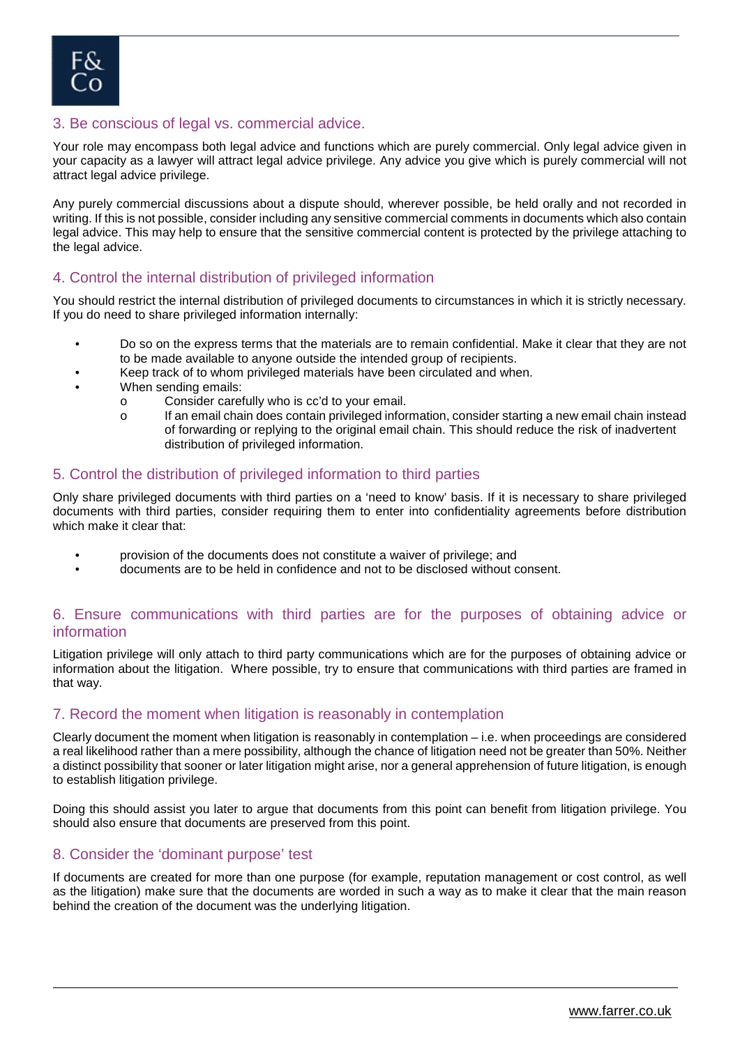## 3. Be conscious of legal vs. commercial advice.

Your role may encompass both legal advice and functions which are purely commercial. Only legal advice given in your capacity as a lawyer will attract legal advice privilege. Any advice you give which is purely commercial will not attract legal advice privilege.

Any purely commercial discussions about a dispute should, wherever possible, be held orally and not recorded in writing. If this is not possible, consider including any sensitive commercial comments in documents which also contain legal advice. This may help to ensure that the sensitive commercial content is protected by the privilege attaching to the legal advice.

## 4. Control the internal distribution of privileged information

You should restrict the internal distribution of privileged documents to circumstances in which it is strictly necessary. If you do need to share privileged information internally:

- Do so on the express terms that the materials are to remain confidential. Make it clear that they are not to be made available to anyone outside the intended group of recipients.
- Keep track of to whom privileged materials have been circulated and when.
- When sending emails:
  - Consider carefully who is cc'd to your email.
  - If an email chain does contain privileged information, consider starting a new email chain instead of forwarding or replying to the original email chain. This should reduce the risk of inadvertent distribution of privileged information.

## 5. Control the distribution of privileged information to third parties

Only share privileged documents with third parties on a 'need to know' basis. If it is necessary to share privileged documents with third parties, consider requiring them to enter into confidentiality agreements before distribution which make it clear that:

- provision of the documents does not constitute a waiver of privilege; and
- documents are to be held in confidence and not to be disclosed without consent.

## 6. Ensure communications with third parties are for the purposes of obtaining advice or information

Litigation privilege will only attach to third party communications which are for the purposes of obtaining advice or information about the litigation. Where possible, try to ensure that communications with third parties are framed in that way.

## 7. Record the moment when litigation is reasonably in contemplation

Clearly document the moment when litigation is reasonably in contemplation – i.e. when proceedings are considered a real likelihood rather than a mere possibility, although the chance of litigation need not be greater than 50%. Neither a distinct possibility that sooner or later litigation might arise, nor a general apprehension of future litigation, is enough to establish litigation privilege.

Doing this should assist you later to argue that documents from this point can benefit from litigation privilege. You should also ensure that documents are preserved from this point.

## 8. Consider the 'dominant purpose' test

If documents are created for more than one purpose (for example, reputation management or cost control, as well as the litigation) make sure that the documents are worded in such a way as to make it clear that the main reason behind the creation of the document was the underlying litigation.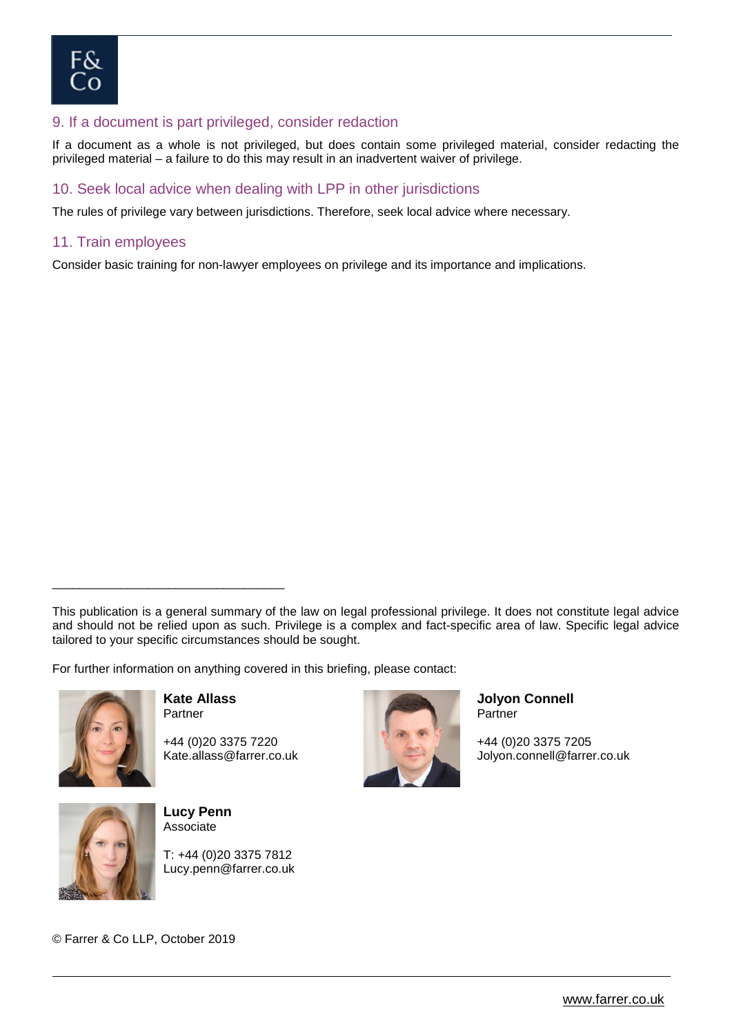## 9. If a document is part privileged, consider redaction

If a document as a whole is not privileged, but does contain some privileged material, consider redacting the privileged material – a failure to do this may result in an inadvertent waiver of privilege.

## 10. Seek local advice when dealing with LPP in other jurisdictions

The rules of privilege vary between jurisdictions. Therefore, seek local advice where necessary.

## 11. Train employees

Consider basic training for non-lawyer employees on privilege and its importance and implications.

---

This publication is a general summary of the law on legal professional privilege. It does not constitute legal advice and should not be relied upon as such. Privilege is a complex and fact-specific area of law. Specific legal advice tailored to your specific circumstances should be sought.

For further information on anything covered in this briefing, please contact:

**Kate Allass**
Partner

+44 (0)20 3375 7220
Kate.allass@farrer.co.uk

**Jolyon Connell**
Partner

+44 (0)20 3375 7205
Jolyon.connell@farrer.co.uk

**Lucy Penn**
Associate

T: +44 (0)20 3375 7812
Lucy.penn@farrer.co.uk

© Farrer & Co LLP, October 2019

www.farrer.co.uk